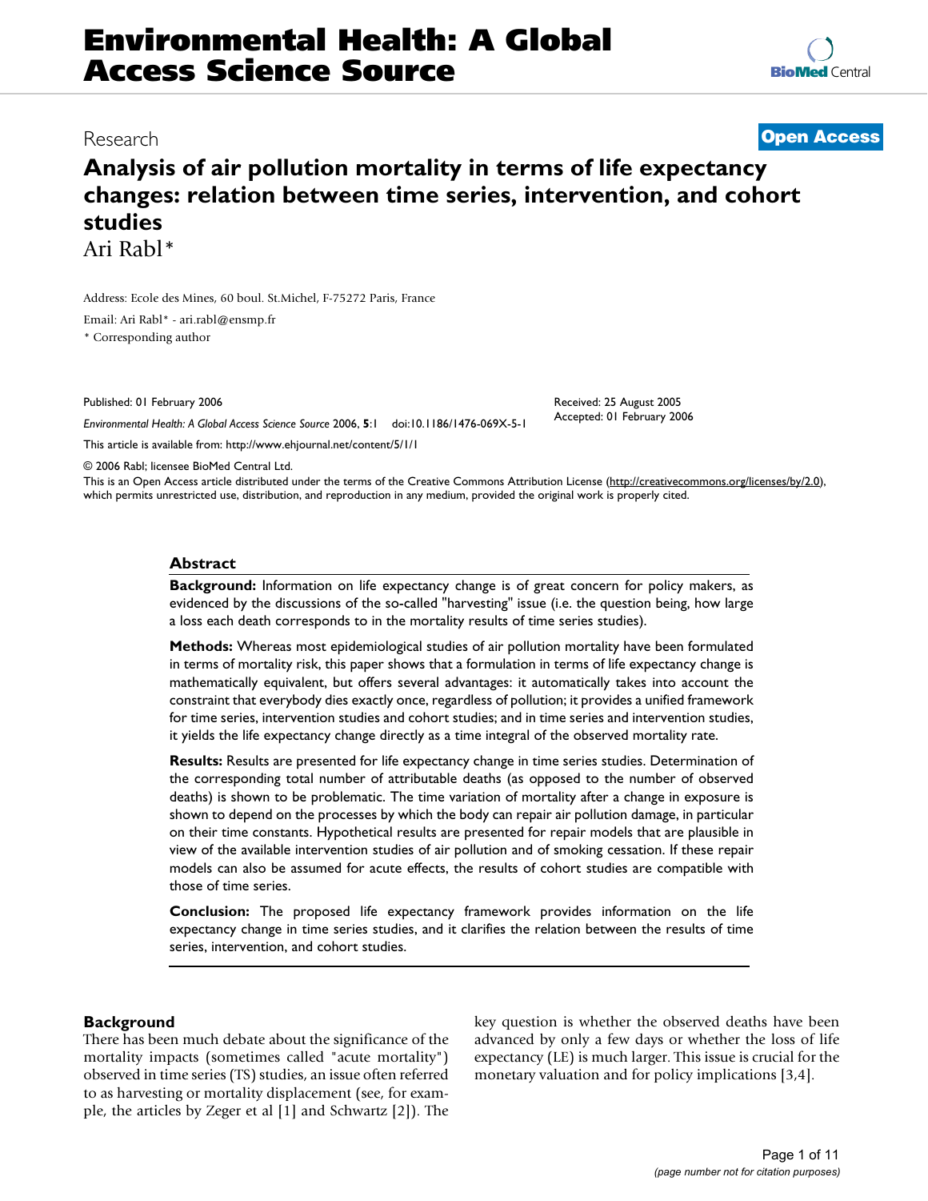# Environmental Health: A Global Access Science Source

Research

Open Access

## Analysis of air pollution mortality in terms of life expectancy changes: relation between time series, intervention, and cohort studies

Ari Rabl*

Address: Ecole des Mines, 60 boul. St.Michel, F-75272 Paris, France

Email: Ari Rabl* - ari.rabl@ensmp.fr

\* Corresponding author

Published: 01 February 2006

*Environmental Health: A Global Access Science Source* 2006, **5**:1 doi:10.1186/1476-069X-5-1

Received: 25 August 2005
Accepted: 01 February 2006

This article is available from: http://www.ehjournal.net/content/5/1/1

© 2006 Rabl; licensee BioMed Central Ltd.

This is an Open Access article distributed under the terms of the Creative Commons Attribution License (http://creativecommons.org/licenses/by/2.0), which permits unrestricted use, distribution, and reproduction in any medium, provided the original work is properly cited.

### Abstract

**Background:** Information on life expectancy change is of great concern for policy makers, as evidenced by the discussions of the so-called "harvesting" issue (i.e. the question being, how large a loss each death corresponds to in the mortality results of time series studies).

**Methods:** Whereas most epidemiological studies of air pollution mortality have been formulated in terms of mortality risk, this paper shows that a formulation in terms of life expectancy change is mathematically equivalent, but offers several advantages: it automatically takes into account the constraint that everybody dies exactly once, regardless of pollution; it provides a unified framework for time series, intervention studies and cohort studies; and in time series and intervention studies, it yields the life expectancy change directly as a time integral of the observed mortality rate.

**Results:** Results are presented for life expectancy change in time series studies. Determination of the corresponding total number of attributable deaths (as opposed to the number of observed deaths) is shown to be problematic. The time variation of mortality after a change in exposure is shown to depend on the processes by which the body can repair air pollution damage, in particular on their time constants. Hypothetical results are presented for repair models that are plausible in view of the available intervention studies of air pollution and of smoking cessation. If these repair models can also be assumed for acute effects, the results of cohort studies are compatible with those of time series.

**Conclusion:** The proposed life expectancy framework provides information on the life expectancy change in time series studies, and it clarifies the relation between the results of time series, intervention, and cohort studies.

### Background

There has been much debate about the significance of the mortality impacts (sometimes called "acute mortality") observed in time series (TS) studies, an issue often referred to as harvesting or mortality displacement (see, for example, the articles by Zeger et al [1] and Schwartz [2]). The key question is whether the observed deaths have been advanced by only a few days or whether the loss of life expectancy (LE) is much larger. This issue is crucial for the monetary valuation and for policy implications [3,4].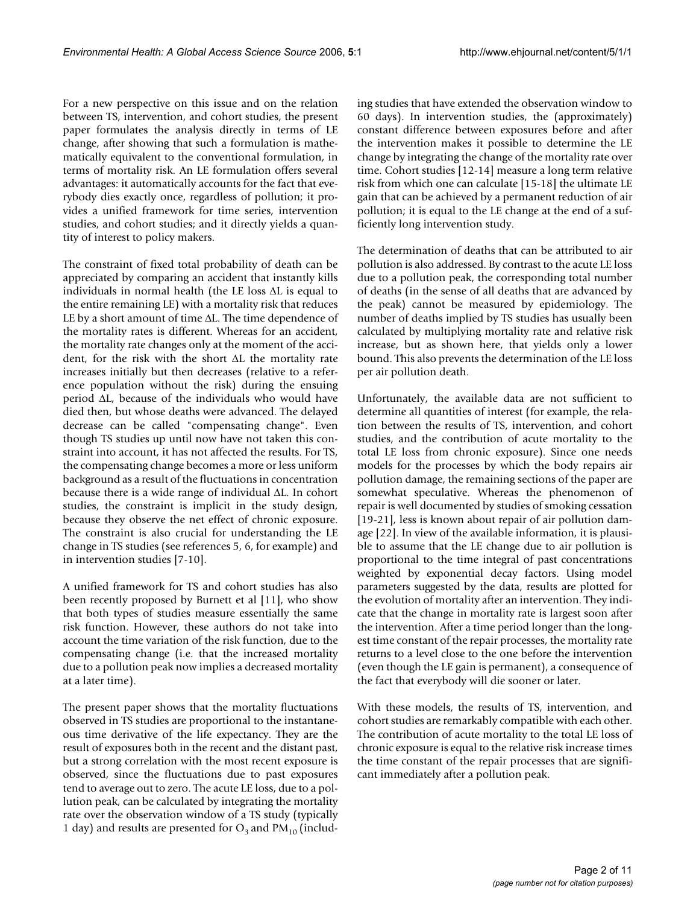For a new perspective on this issue and on the relation between TS, intervention, and cohort studies, the present paper formulates the analysis directly in terms of LE change, after showing that such a formulation is mathematically equivalent to the conventional formulation, in terms of mortality risk. An LE formulation offers several advantages: it automatically accounts for the fact that everybody dies exactly once, regardless of pollution; it provides a unified framework for time series, intervention studies, and cohort studies; and it directly yields a quantity of interest to policy makers.

The constraint of fixed total probability of death can be appreciated by comparing an accident that instantly kills individuals in normal health (the LE loss $\Delta L$ is equal to the entire remaining LE) with a mortality risk that reduces LE by a short amount of time $\Delta L$. The time dependence of the mortality rates is different. Whereas for an accident, the mortality rate changes only at the moment of the accident, for the risk with the short $\Delta L$ the mortality rate increases initially but then decreases (relative to a reference population without the risk) during the ensuing period $\Delta L$, because of the individuals who would have died then, but whose deaths were advanced. The delayed decrease can be called "compensating change". Even though TS studies up until now have not taken this constraint into account, it has not affected the results. For TS, the compensating change becomes a more or less uniform background as a result of the fluctuations in concentration because there is a wide range of individual $\Delta L$. In cohort studies, the constraint is implicit in the study design, because they observe the net effect of chronic exposure. The constraint is also crucial for understanding the LE change in TS studies (see references 5, 6, for example) and in intervention studies [7-10].

A unified framework for TS and cohort studies has also been recently proposed by Burnett et al [11], who show that both types of studies measure essentially the same risk function. However, these authors do not take into account the time variation of the risk function, due to the compensating change (i.e. that the increased mortality due to a pollution peak now implies a decreased mortality at a later time).

The present paper shows that the mortality fluctuations observed in TS studies are proportional to the instantaneous time derivative of the life expectancy. They are the result of exposures both in the recent and the distant past, but a strong correlation with the most recent exposure is observed, since the fluctuations due to past exposures tend to average out to zero. The acute LE loss, due to a pollution peak, can be calculated by integrating the mortality rate over the observation window of a TS study (typically 1 day) and results are presented for $O_3$ and $PM_{10}$ (including studies that have extended the observation window to 60 days). In intervention studies, the (approximately) constant difference between exposures before and after the intervention makes it possible to determine the LE change by integrating the change of the mortality rate over time. Cohort studies [12-14] measure a long term relative risk from which one can calculate [15-18] the ultimate LE gain that can be achieved by a permanent reduction of air pollution; it is equal to the LE change at the end of a sufficiently long intervention study.

The determination of deaths that can be attributed to air pollution is also addressed. By contrast to the acute LE loss due to a pollution peak, the corresponding total number of deaths (in the sense of all deaths that are advanced by the peak) cannot be measured by epidemiology. The number of deaths implied by TS studies has usually been calculated by multiplying mortality rate and relative risk increase, but as shown here, that yields only a lower bound. This also prevents the determination of the LE loss per air pollution death.

Unfortunately, the available data are not sufficient to determine all quantities of interest (for example, the relation between the results of TS, intervention, and cohort studies, and the contribution of acute mortality to the total LE loss from chronic exposure). Since one needs models for the processes by which the body repairs air pollution damage, the remaining sections of the paper are somewhat speculative. Whereas the phenomenon of repair is well documented by studies of smoking cessation [19-21], less is known about repair of air pollution damage [22]. In view of the available information, it is plausible to assume that the LE change due to air pollution is proportional to the time integral of past concentrations weighted by exponential decay factors. Using model parameters suggested by the data, results are plotted for the evolution of mortality after an intervention. They indicate that the change in mortality rate is largest soon after the intervention. After a time period longer than the longest time constant of the repair processes, the mortality rate returns to a level close to the one before the intervention (even though the LE gain is permanent), a consequence of the fact that everybody will die sooner or later.

With these models, the results of TS, intervention, and cohort studies are remarkably compatible with each other. The contribution of acute mortality to the total LE loss of chronic exposure is equal to the relative risk increase times the time constant of the repair processes that are significant immediately after a pollution peak.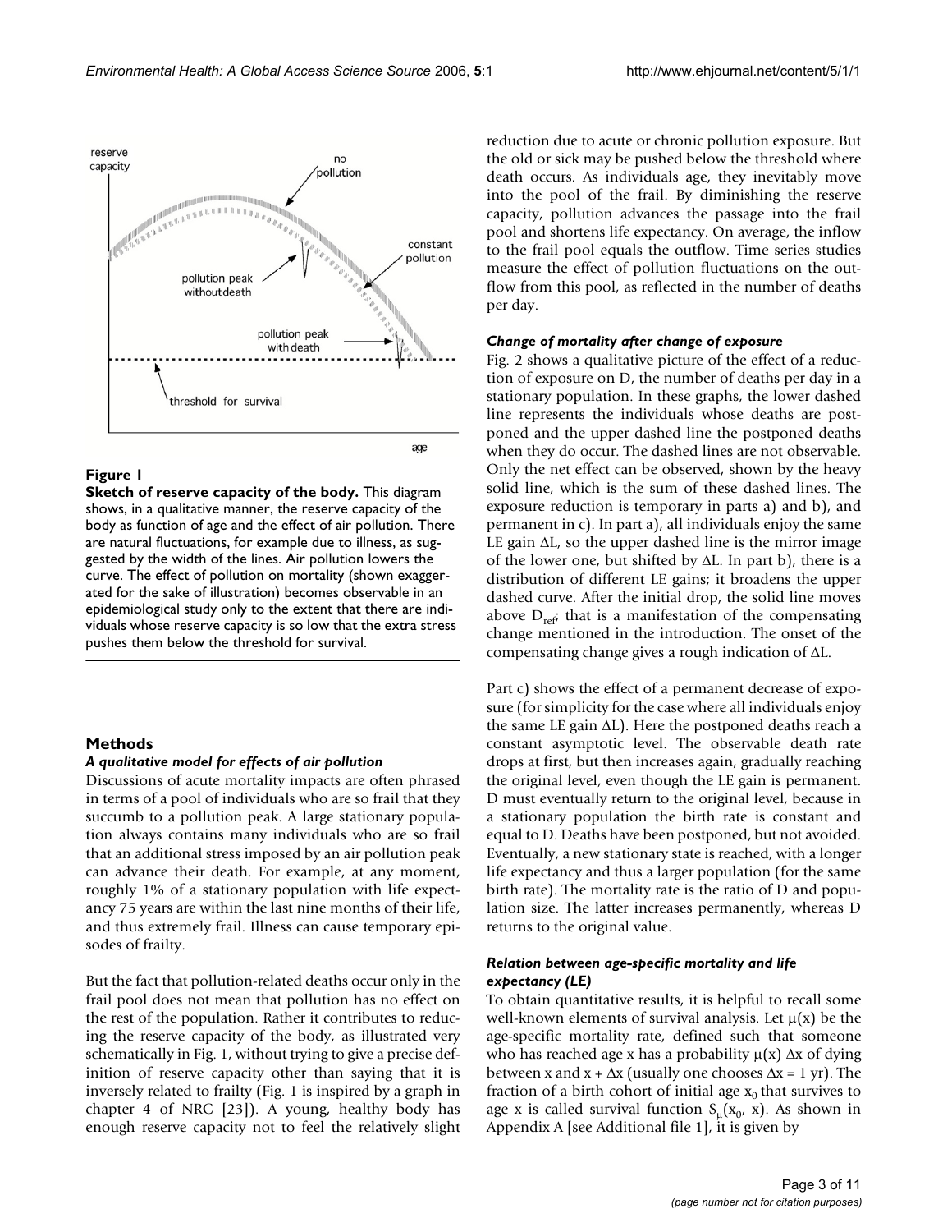**Figure 1**

**Sketch of reserve capacity of the body.** This diagram shows, in a qualitative manner, the reserve capacity of the body as function of age and the effect of air pollution. There are natural fluctuations, for example due to illness, as suggested by the width of the lines. Air pollution lowers the curve. The effect of pollution on mortality (shown exaggerated for the sake of illustration) becomes observable in an epidemiological study only to the extent that there are individuals whose reserve capacity is so low that the extra stress pushes them below the threshold for survival.

## Methods

### *A qualitative model for effects of air pollution*

Discussions of acute mortality impacts are often phrased in terms of a pool of individuals who are so frail that they succumb to a pollution peak. A large stationary population always contains many individuals who are so frail that an additional stress imposed by an air pollution peak can advance their death. For example, at any moment, roughly 1% of a stationary population with life expectancy 75 years are within the last nine months of their life, and thus extremely frail. Illness can cause temporary episodes of frailty.

But the fact that pollution-related deaths occur only in the frail pool does not mean that pollution has no effect on the rest of the population. Rather it contributes to reducing the reserve capacity of the body, as illustrated very schematically in Fig. 1, without trying to give a precise definition of reserve capacity other than saying that it is inversely related to frailty (Fig. 1 is inspired by a graph in chapter 4 of NRC [23]). A young, healthy body has enough reserve capacity not to feel the relatively slight reduction due to acute or chronic pollution exposure. But the old or sick may be pushed below the threshold where death occurs. As individuals age, they inevitably move into the pool of the frail. By diminishing the reserve capacity, pollution advances the passage into the frail pool and shortens life expectancy. On average, the inflow to the frail pool equals the outflow. Time series studies measure the effect of pollution fluctuations on the outflow from this pool, as reflected in the number of deaths per day.

### *Change of mortality after change of exposure*

Fig. 2 shows a qualitative picture of the effect of a reduction of exposure on D, the number of deaths per day in a stationary population. In these graphs, the lower dashed line represents the individuals whose deaths are postponed and the upper dashed line the postponed deaths when they do occur. The dashed lines are not observable. Only the net effect can be observed, shown by the heavy solid line, which is the sum of these dashed lines. The exposure reduction is temporary in parts a) and b), and permanent in c). In part a), all individuals enjoy the same LE gain $\Delta L$, so the upper dashed line is the mirror image of the lower one, but shifted by $\Delta L$. In part b), there is a distribution of different LE gains; it broadens the upper dashed curve. After the initial drop, the solid line moves above $D_{ref}$, that is a manifestation of the compensating change mentioned in the introduction. The onset of the compensating change gives a rough indication of $\Delta L$.

Part c) shows the effect of a permanent decrease of exposure (for simplicity for the case where all individuals enjoy the same LE gain $\Delta L$). Here the postponed deaths reach a constant asymptotic level. The observable death rate drops at first, but then increases again, gradually reaching the original level, even though the LE gain is permanent. D must eventually return to the original level, because in a stationary population the birth rate is constant and equal to D. Deaths have been postponed, but not avoided. Eventually, a new stationary state is reached, with a longer life expectancy and thus a larger population (for the same birth rate). The mortality rate is the ratio of D and population size. The latter increases permanently, whereas D returns to the original value.

### *Relation between age-specific mortality and life expectancy (LE)*

To obtain quantitative results, it is helpful to recall some well-known elements of survival analysis. Let $\mu(x)$ be the age-specific mortality rate, defined such that someone who has reached age x has a probability $\mu(x)\ \Delta x$ of dying between x and $x + \Delta x$ (usually one chooses $\Delta x = 1$ yr). The fraction of a birth cohort of initial age $x_0$ that survives to age x is called survival function $S_\mu(x_0, x)$. As shown in Appendix A [see Additional file 1], it is given by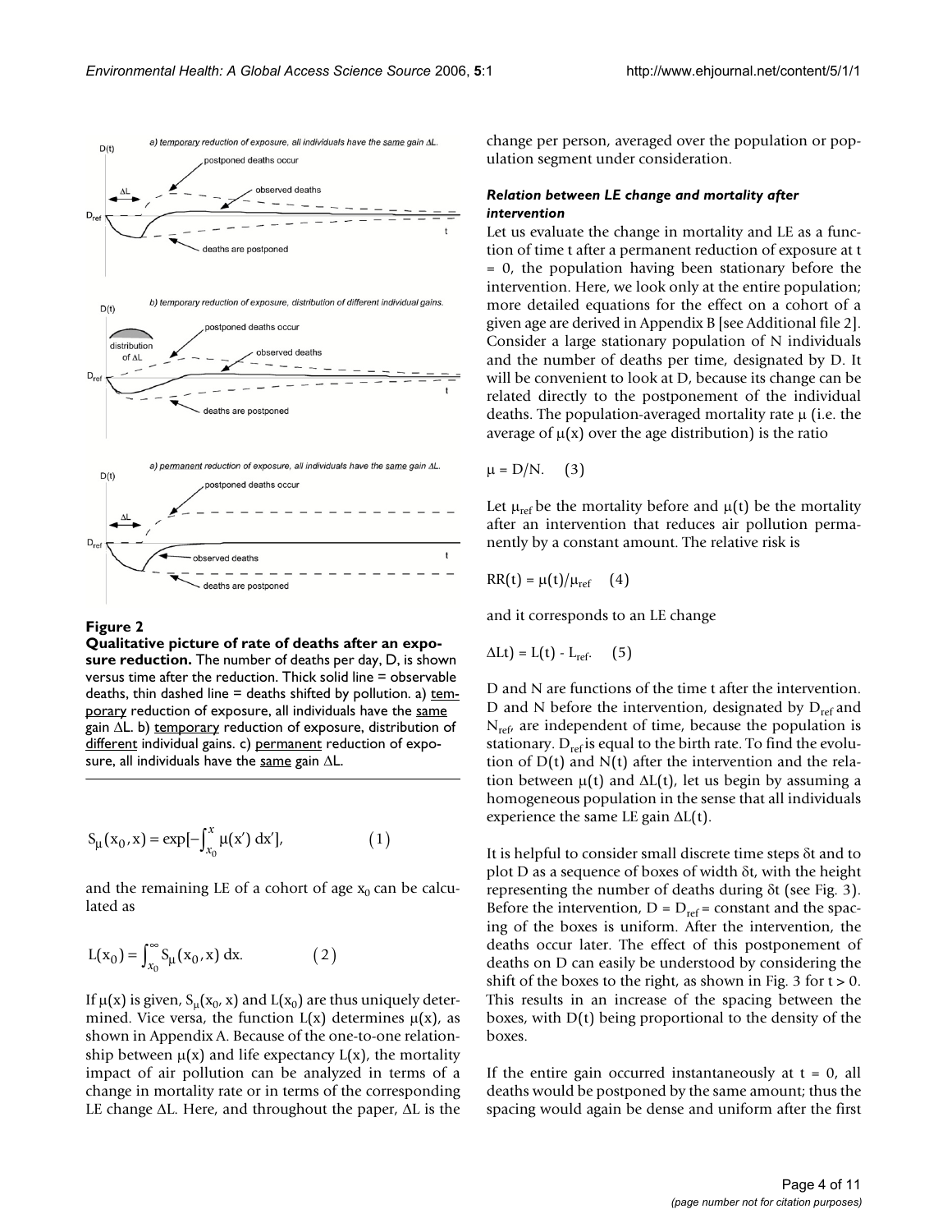**Figure 2**

**Qualitative picture of rate of deaths after an exposure reduction.** The number of deaths per day, D, is shown versus time after the reduction. Thick solid line = observable deaths, thin dashed line = deaths shifted by pollution. a) temporary reduction of exposure, all individuals have the same gain ΔL. b) temporary reduction of exposure, distribution of different individual gains. c) permanent reduction of exposure, all individuals have the same gain ΔL.

$$S_{\mu}(x_0, x) = \exp[-\int_{x_0}^{x} \mu(x')\, dx'], \qquad (1)$$

and the remaining LE of a cohort of age $x_0$ can be calculated as

$$L(x_0) = \int_{x_0}^{\infty} S_{\mu}(x_0, x)\, dx. \qquad (2)$$

If $\mu(x)$ is given, $S_{\mu}(x_0, x)$ and $L(x_0)$ are thus uniquely determined. Vice versa, the function $L(x)$ determines $\mu(x)$, as shown in Appendix A. Because of the one-to-one relationship between $\mu(x)$ and life expectancy $L(x)$, the mortality impact of air pollution can be analyzed in terms of a change in mortality rate or in terms of the corresponding LE change ΔL. Here, and throughout the paper, ΔL is the change per person, averaged over the population or population segment under consideration.

### *Relation between LE change and mortality after intervention*

Let us evaluate the change in mortality and LE as a function of time t after a permanent reduction of exposure at t = 0, the population having been stationary before the intervention. Here, we look only at the entire population; more detailed equations for the effect on a cohort of a given age are derived in Appendix B [see Additional file 2]. Consider a large stationary population of N individuals and the number of deaths per time, designated by D. It will be convenient to look at D, because its change can be related directly to the postponement of the individual deaths. The population-averaged mortality rate μ (i.e. the average of $\mu(x)$ over the age distribution) is the ratio

$$\mu = D/N. \qquad (3)$$

Let $\mu_{ref}$ be the mortality before and $\mu(t)$ be the mortality after an intervention that reduces air pollution permanently by a constant amount. The relative risk is

$$RR(t) = \mu(t)/\mu_{ref} \qquad (4)$$

and it corresponds to an LE change

$$\Delta Lt) = L(t) - L_{ref}. \qquad (5)$$

D and N are functions of the time t after the intervention. D and N before the intervention, designated by $D_{ref}$ and $N_{ref}$, are independent of time, because the population is stationary. $D_{ref}$ is equal to the birth rate. To find the evolution of $D(t)$ and $N(t)$ after the intervention and the relation between $\mu(t)$ and $\Delta L(t)$, let us begin by assuming a homogeneous population in the sense that all individuals experience the same LE gain $\Delta L(t)$.

It is helpful to consider small discrete time steps δt and to plot D as a sequence of boxes of width δt, with the height representing the number of deaths during δt (see Fig. 3). Before the intervention, $D = D_{ref}$ = constant and the spacing of the boxes is uniform. After the intervention, the deaths occur later. The effect of this postponement of deaths on D can easily be understood by considering the shift of the boxes to the right, as shown in Fig. 3 for t > 0. This results in an increase of the spacing between the boxes, with D(t) being proportional to the density of the boxes.

If the entire gain occurred instantaneously at t = 0, all deaths would be postponed by the same amount; thus the spacing would again be dense and uniform after the first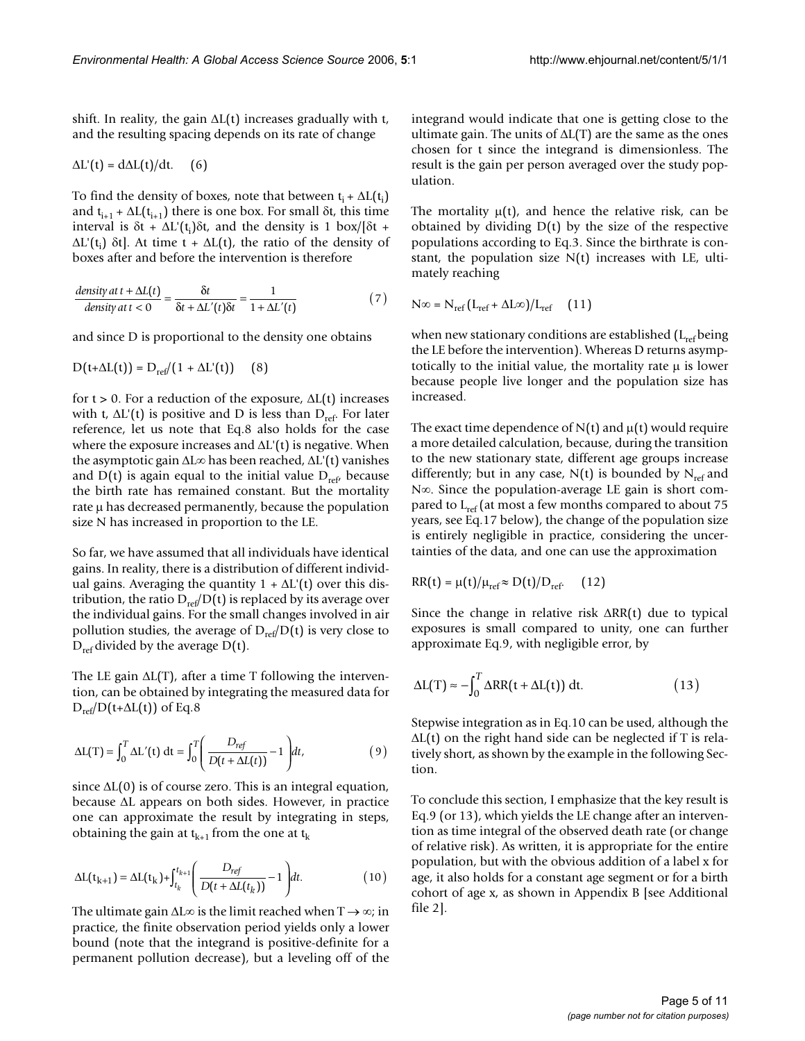shift. In reality, the gain $\Delta L(t)$ increases gradually with t, and the resulting spacing depends on its rate of change

$$\Delta L'(t) = d\Delta L(t)/dt. \quad (6)$$

To find the density of boxes, note that between $t_i + \Delta L(t_i)$ and $t_{i+1} + \Delta L(t_{i+1})$ there is one box. For small $\delta t$, this time interval is $\delta t + \Delta L'(t_i)\delta t$, and the density is 1 box/$[\delta t + \Delta L'(t_i)\, \delta t]$. At time $t + \Delta L(t)$, the ratio of the density of boxes after and before the intervention is therefore

$$\frac{\text{density at } t + \Delta L(t)}{\text{density at } t < 0} = \frac{\delta t}{\delta t + \Delta L'(t)\delta t} = \frac{1}{1 + \Delta L'(t)} \quad (7)$$

and since D is proportional to the density one obtains

$$D(t+\Delta L(t)) = D_{ref}/(1 + \Delta L'(t)) \quad (8)$$

for $t > 0$. For a reduction of the exposure, $\Delta L(t)$ increases with t, $\Delta L'(t)$ is positive and D is less than $D_{ref}$. For later reference, let us note that Eq.8 also holds for the case where the exposure increases and $\Delta L'(t)$ is negative. When the asymptotic gain $\Delta L\infty$ has been reached, $\Delta L'(t)$ vanishes and $D(t)$ is again equal to the initial value $D_{ref}$, because the birth rate has remained constant. But the mortality rate $\mu$ has decreased permanently, because the population size N has increased in proportion to the LE.

So far, we have assumed that all individuals have identical gains. In reality, there is a distribution of different individual gains. Averaging the quantity $1 + \Delta L'(t)$ over this distribution, the ratio $D_{ref}/D(t)$ is replaced by its average over the individual gains. For the small changes involved in air pollution studies, the average of $D_{ref}/D(t)$ is very close to $D_{ref}$ divided by the average $D(t)$.

The LE gain $\Delta L(T)$, after a time T following the intervention, can be obtained by integrating the measured data for $D_{ref}/D(t+\Delta L(t))$ of Eq.8

$$\Delta L(T) = \int_0^T \Delta L'(t)\, dt = \int_0^T \left( \frac{D_{ref}}{D(t + \Delta L(t))} - 1 \right) dt, \quad (9)$$

since $\Delta L(0)$ is of course zero. This is an integral equation, because $\Delta L$ appears on both sides. However, in practice one can approximate the result by integrating in steps, obtaining the gain at $t_{k+1}$ from the one at $t_k$

$$\Delta L(t_{k+1}) = \Delta L(t_k) + \int_{t_k}^{t_{k+1}} \left( \frac{D_{ref}}{D(t + \Delta L(t_k))} - 1 \right) dt. \quad (10)$$

The ultimate gain $\Delta L\infty$ is the limit reached when $T \rightarrow \infty$; in practice, the finite observation period yields only a lower bound (note that the integrand is positive-definite for a permanent pollution decrease), but a leveling off of the integrand would indicate that one is getting close to the ultimate gain. The units of $\Delta L(T)$ are the same as the ones chosen for t since the integrand is dimensionless. The result is the gain per person averaged over the study population.

The mortality $\mu(t)$, and hence the relative risk, can be obtained by dividing $D(t)$ by the size of the respective populations according to Eq.3. Since the birthrate is constant, the population size $N(t)$ increases with LE, ultimately reaching

$$N\infty = N_{ref}(L_{ref} + \Delta L\infty)/L_{ref} \quad (11)$$

when new stationary conditions are established ($L_{ref}$ being the LE before the intervention). Whereas D returns asymptotically to the initial value, the mortality rate $\mu$ is lower because people live longer and the population size has increased.

The exact time dependence of $N(t)$ and $\mu(t)$ would require a more detailed calculation, because, during the transition to the new stationary state, different age groups increase differently; but in any case, $N(t)$ is bounded by $N_{ref}$ and $N\infty$. Since the population-average LE gain is short compared to $L_{ref}$ (at most a few months compared to about 75 years, see Eq.17 below), the change of the population size is entirely negligible in practice, considering the uncertainties of the data, and one can use the approximation

$$RR(t) = \mu(t)/\mu_{ref} \approx D(t)/D_{ref}. \quad (12)$$

Since the change in relative risk $\Delta RR(t)$ due to typical exposures is small compared to unity, one can further approximate Eq.9, with negligible error, by

$$\Delta L(T) \approx -\int_0^T \Delta RR(t + \Delta L(t))\, dt. \quad (13)$$

Stepwise integration as in Eq.10 can be used, although the $\Delta L(t)$ on the right hand side can be neglected if T is relatively short, as shown by the example in the following Section.

To conclude this section, I emphasize that the key result is Eq.9 (or 13), which yields the LE change after an intervention as time integral of the observed death rate (or change of relative risk). As written, it is appropriate for the entire population, but with the obvious addition of a label x for age, it also holds for a constant age segment or for a birth cohort of age x, as shown in Appendix B [see Additional file 2].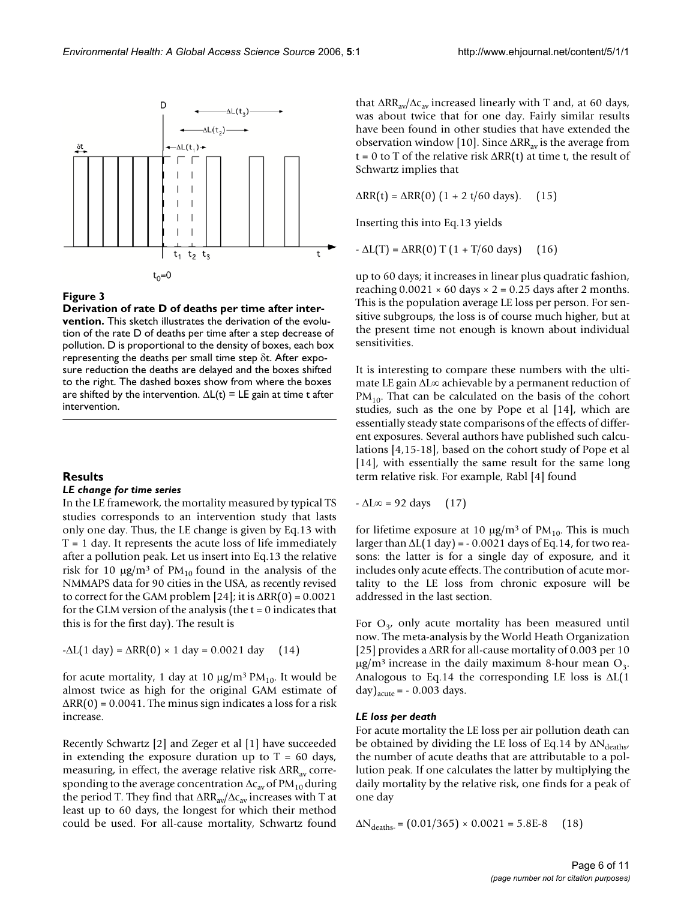**Figure 3**

**Derivation of rate D of deaths per time after intervention.** This sketch illustrates the derivation of the evolution of the rate D of deaths per time after a step decrease of pollution. D is proportional to the density of boxes, each box representing the deaths per small time step $\delta t$. After exposure reduction the deaths are delayed and the boxes shifted to the right. The dashed boxes show from where the boxes are shifted by the intervention. $\Delta L(t)$ = LE gain at time t after intervention.

## Results

### *LE change for time series*

In the LE framework, the mortality measured by typical TS studies corresponds to an intervention study that lasts only one day. Thus, the LE change is given by Eq.13 with T = 1 day. It represents the acute loss of life immediately after a pollution peak. Let us insert into Eq.13 the relative risk for 10 $\mu g/m^3$ of $PM_{10}$ found in the analysis of the NMMAPS data for 90 cities in the USA, as recently revised to correct for the GAM problem [24]; it is $\Delta RR(0) = 0.0021$ for the GLM version of the analysis (the t = 0 indicates that this is for the first day). The result is

$$-\Delta L(1 \text{ day}) = \Delta RR(0) \times 1 \text{ day} = 0.0021 \text{ day} \quad (14)$$

for acute mortality, 1 day at 10 $\mu g/m^3$ $PM_{10}$. It would be almost twice as high for the original GAM estimate of $\Delta RR(0) = 0.0041$. The minus sign indicates a loss for a risk increase.

Recently Schwartz [2] and Zeger et al [1] have succeeded in extending the exposure duration up to T = 60 days, measuring, in effect, the average relative risk $\Delta RR_{av}$ corresponding to the average concentration $\Delta c_{av}$ of $PM_{10}$ during the period T. They find that $\Delta RR_{av}/\Delta c_{av}$ increases with T at least up to 60 days, the longest for which their method could be used. For all-cause mortality, Schwartz found that $\Delta RR_{av}/\Delta c_{av}$ increased linearly with T and, at 60 days, was about twice that for one day. Fairly similar results have been found in other studies that have extended the observation window [10]. Since $\Delta RR_{av}$ is the average from t = 0 to T of the relative risk $\Delta RR(t)$ at time t, the result of Schwartz implies that

$$\Delta RR(t) = \Delta RR(0)\ (1 + 2\ t/60 \text{ days}). \quad (15)$$

Inserting this into Eq.13 yields

$$-\Delta L(T) = \Delta RR(0)\ T\ (1 + T/60 \text{ days}) \quad (16)$$

up to 60 days; it increases in linear plus quadratic fashion, reaching $0.0021 \times 60 \text{ days} \times 2 = 0.25$ days after 2 months. This is the population average LE loss per person. For sensitive subgroups, the loss is of course much higher, but at the present time not enough is known about individual sensitivities.

It is interesting to compare these numbers with the ultimate LE gain $\Delta L\infty$ achievable by a permanent reduction of $PM_{10}$. That can be calculated on the basis of the cohort studies, such as the one by Pope et al [14], which are essentially steady state comparisons of the effects of different exposures. Several authors have published such calculations [4,15-18], based on the cohort study of Pope et al [14], with essentially the same result for the same long term relative risk. For example, Rabl [4] found

$$-\Delta L\infty = 92 \text{ days} \quad (17)$$

for lifetime exposure at 10 $\mu g/m^3$ of $PM_{10}$. This is much larger than $\Delta L(1 \text{ day}) = -0.0021$ days of Eq.14, for two reasons: the latter is for a single day of exposure, and it includes only acute effects. The contribution of acute mortality to the LE loss from chronic exposure will be addressed in the last section.

For $O_3$, only acute mortality has been measured until now. The meta-analysis by the World Heath Organization [25] provides a $\Delta RR$ for all-cause mortality of 0.003 per 10 $\mu g/m^3$ increase in the daily maximum 8-hour mean $O_3$. Analogous to Eq.14 the corresponding LE loss is $\Delta L(1 \text{ day})_{acute} = -0.003$ days.

### *LE loss per death*

For acute mortality the LE loss per air pollution death can be obtained by dividing the LE loss of Eq.14 by $\Delta N_{deaths}$, the number of acute deaths that are attributable to a pollution peak. If one calculates the latter by multiplying the daily mortality by the relative risk, one finds for a peak of one day

$$\Delta N_{deaths} = (0.01/365) \times 0.0021 = 5.8\text{E-}8 \quad (18)$$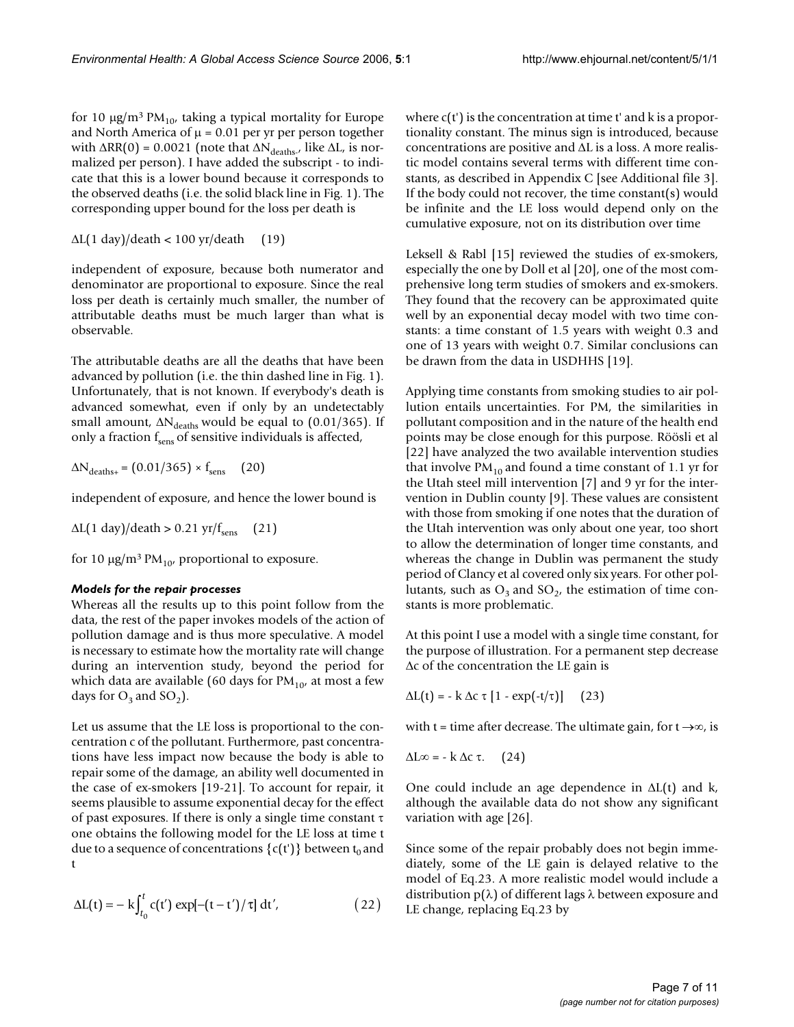for 10 $\mu g/m^3$ $PM_{10}$, taking a typical mortality for Europe and North America of $\mu = 0.01$ per yr per person together with $\Delta RR(0) = 0.0021$ (note that $\Delta N_{deaths-}$, like $\Delta L$, is normalized per person). I have added the subscript - to indicate that this is a lower bound because it corresponds to the observed deaths (i.e. the solid black line in Fig. 1). The corresponding upper bound for the loss per death is

$$\Delta L(1\ \text{day})/\text{death} < 100\ \text{yr/death} \quad (19)$$

independent of exposure, because both numerator and denominator are proportional to exposure. Since the real loss per death is certainly much smaller, the number of attributable deaths must be much larger than what is observable.

The attributable deaths are all the deaths that have been advanced by pollution (i.e. the thin dashed line in Fig. 1). Unfortunately, that is not known. If everybody's death is advanced somewhat, even if only by an undetectably small amount, $\Delta N_{deaths}$ would be equal to (0.01/365). If only a fraction $f_{sens}$ of sensitive individuals is affected,

$$\Delta N_{deaths+} = (0.01/365) \times f_{sens} \quad (20)$$

independent of exposure, and hence the lower bound is

$$\Delta L(1\ \text{day})/\text{death} > 0.21\ \text{yr}/f_{sens} \quad (21)$$

for 10 $\mu g/m^3$ $PM_{10}$, proportional to exposure.

### *Models for the repair processes*

Whereas all the results up to this point follow from the data, the rest of the paper invokes models of the action of pollution damage and is thus more speculative. A model is necessary to estimate how the mortality rate will change during an intervention study, beyond the period for which data are available (60 days for $PM_{10}$, at most a few days for $O_3$ and $SO_2$).

Let us assume that the LE loss is proportional to the concentration c of the pollutant. Furthermore, past concentrations have less impact now because the body is able to repair some of the damage, an ability well documented in the case of ex-smokers [19-21]. To account for repair, it seems plausible to assume exponential decay for the effect of past exposures. If there is only a single time constant $\tau$ one obtains the following model for the LE loss at time t due to a sequence of concentrations $\{c(t')\}$ between $t_0$ and t

$$\Delta L(t) = -\,k\int_{t_0}^{t} c(t')\,\exp[-(t-t')/\tau]\,dt', \qquad (22)$$

where $c(t')$ is the concentration at time t' and k is a proportionality constant. The minus sign is introduced, because concentrations are positive and $\Delta L$ is a loss. A more realistic model contains several terms with different time constants, as described in Appendix C [see Additional file 3]. If the body could not recover, the time constant(s) would be infinite and the LE loss would depend only on the cumulative exposure, not on its distribution over time

Leksell & Rabl [15] reviewed the studies of ex-smokers, especially the one by Doll et al [20], one of the most comprehensive long term studies of smokers and ex-smokers. They found that the recovery can be approximated quite well by an exponential decay model with two time constants: a time constant of 1.5 years with weight 0.3 and one of 13 years with weight 0.7. Similar conclusions can be drawn from the data in USDHHS [19].

Applying time constants from smoking studies to air pollution entails uncertainties. For PM, the similarities in pollutant composition and in the nature of the health end points may be close enough for this purpose. Röösli et al [22] have analyzed the two available intervention studies that involve $PM_{10}$ and found a time constant of 1.1 yr for the Utah steel mill intervention [7] and 9 yr for the intervention in Dublin county [9]. These values are consistent with those from smoking if one notes that the duration of the Utah intervention was only about one year, too short to allow the determination of longer time constants, and whereas the change in Dublin was permanent the study period of Clancy et al covered only six years. For other pollutants, such as $O_3$ and $SO_2$, the estimation of time constants is more problematic.

At this point I use a model with a single time constant, for the purpose of illustration. For a permanent step decrease $\Delta c$ of the concentration the LE gain is

$$\Delta L(t) = -\,k\,\Delta c\,\tau\,[1 - \exp(-t/\tau)] \quad (23)$$

with t = time after decrease. The ultimate gain, for $t \to \infty$, is

$$\Delta L\infty = -\,k\,\Delta c\,\tau. \quad (24)$$

One could include an age dependence in $\Delta L(t)$ and k, although the available data do not show any significant variation with age [26].

Since some of the repair probably does not begin immediately, some of the LE gain is delayed relative to the model of Eq.23. A more realistic model would include a distribution $p(\lambda)$ of different lags $\lambda$ between exposure and LE change, replacing Eq.23 by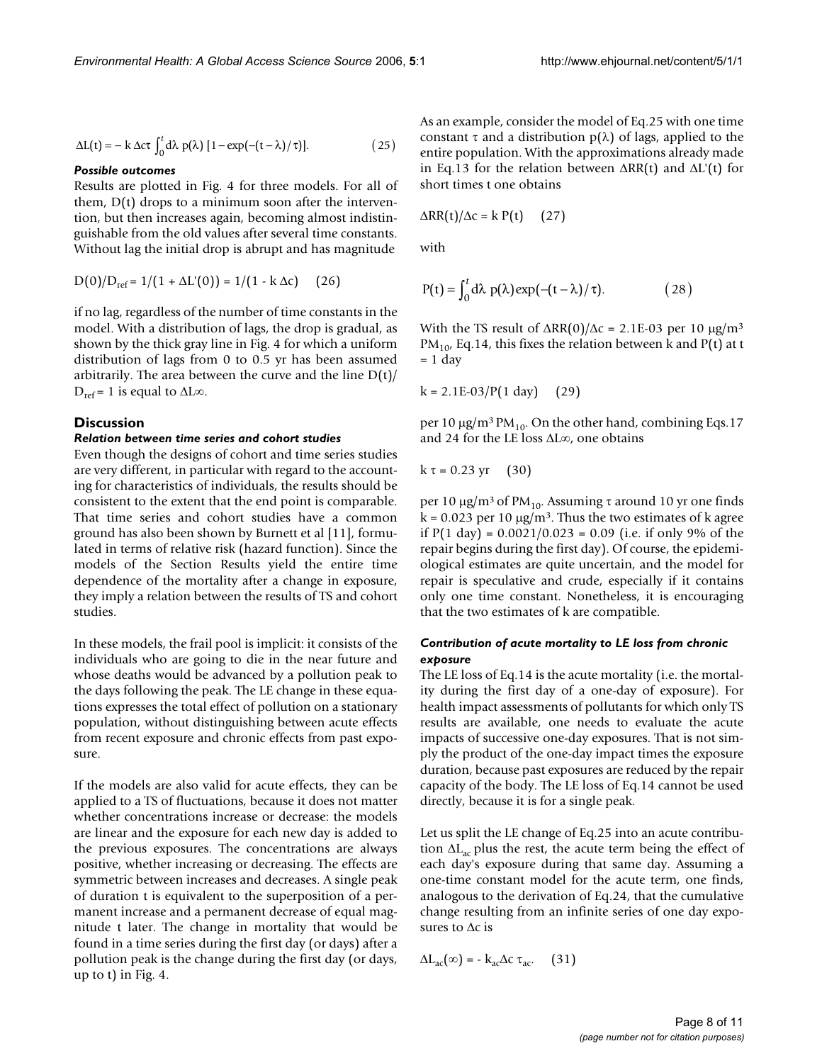$$\Delta L(t) = -\, k\, \Delta c \tau \int_0^t d\lambda\; p(\lambda)\, [1 - \exp(-(t-\lambda)/\tau)]. \qquad (25)$$

#### *Possible outcomes*

Results are plotted in Fig. 4 for three models. For all of them, D(t) drops to a minimum soon after the intervention, but then increases again, becoming almost indistinguishable from the old values after several time constants. Without lag the initial drop is abrupt and has magnitude

$$D(0)/D_{ref} = 1/(1 + \Delta L'(0)) = 1/(1 - k\, \Delta c) \qquad (26)$$

if no lag, regardless of the number of time constants in the model. With a distribution of lags, the drop is gradual, as shown by the thick gray line in Fig. 4 for which a uniform distribution of lags from 0 to 0.5 yr has been assumed arbitrarily. The area between the curve and the line $D(t)/D_{ref} = 1$ is equal to $\Delta L\infty$.

## Discussion

#### *Relation between time series and cohort studies*

Even though the designs of cohort and time series studies are very different, in particular with regard to the accounting for characteristics of individuals, the results should be consistent to the extent that the end point is comparable. That time series and cohort studies have a common ground has also been shown by Burnett et al [11], formulated in terms of relative risk (hazard function). Since the models of the Section Results yield the entire time dependence of the mortality after a change in exposure, they imply a relation between the results of TS and cohort studies.

In these models, the frail pool is implicit: it consists of the individuals who are going to die in the near future and whose deaths would be advanced by a pollution peak to the days following the peak. The LE change in these equations expresses the total effect of pollution on a stationary population, without distinguishing between acute effects from recent exposure and chronic effects from past exposure.

If the models are also valid for acute effects, they can be applied to a TS of fluctuations, because it does not matter whether concentrations increase or decrease: the models are linear and the exposure for each new day is added to the previous exposures. The concentrations are always positive, whether increasing or decreasing. The effects are symmetric between increases and decreases. A single peak of duration t is equivalent to the superposition of a permanent increase and a permanent decrease of equal magnitude t later. The change in mortality that would be found in a time series during the first day (or days) after a pollution peak is the change during the first day (or days, up to t) in Fig. 4.

As an example, consider the model of Eq.25 with one time constant $\tau$ and a distribution $p(\lambda)$ of lags, applied to the entire population. With the approximations already made in Eq.13 for the relation between $\Delta RR(t)$ and $\Delta L'(t)$ for short times t one obtains

$$\Delta RR(t)/\Delta c = k\, P(t) \qquad (27)$$

with

$$P(t) = \int_0^t d\lambda\; p(\lambda) \exp(-(t-\lambda)/\tau). \qquad (28)$$

With the TS result of $\Delta RR(0)/\Delta c$ = 2.1E-03 per 10 μg/m³ $PM_{10}$, Eq.14, this fixes the relation between k and P(t) at t = 1 day

$$k = 2.1\text{E-}03/P(1\text{ day}) \qquad (29)$$

per 10 μg/m³ $PM_{10}$. On the other hand, combining Eqs.17 and 24 for the LE loss $\Delta L\infty$, one obtains

$$k\, \tau = 0.23\text{ yr} \qquad (30)$$

per 10 μg/m³ of $PM_{10}$. Assuming $\tau$ around 10 yr one finds k = 0.023 per 10 μg/m³. Thus the two estimates of k agree if P(1 day) = 0.0021/0.023 = 0.09 (i.e. if only 9% of the repair begins during the first day). Of course, the epidemiological estimates are quite uncertain, and the model for repair is speculative and crude, especially if it contains only one time constant. Nonetheless, it is encouraging that the two estimates of k are compatible.

#### *Contribution of acute mortality to LE loss from chronic exposure*

The LE loss of Eq.14 is the acute mortality (i.e. the mortality during the first day of a one-day of exposure). For health impact assessments of pollutants for which only TS results are available, one needs to evaluate the acute impacts of successive one-day exposures. That is not simply the product of the one-day impact times the exposure duration, because past exposures are reduced by the repair capacity of the body. The LE loss of Eq.14 cannot be used directly, because it is for a single peak.

Let us split the LE change of Eq.25 into an acute contribution $\Delta L_{ac}$ plus the rest, the acute term being the effect of each day's exposure during that same day. Assuming a one-time constant model for the acute term, one finds, analogous to the derivation of Eq.24, that the cumulative change resulting from an infinite series of one day exposures to $\Delta c$ is

$$\Delta L_{ac}(\infty) = -\, k_{ac} \Delta c\, \tau_{ac}. \qquad (31)$$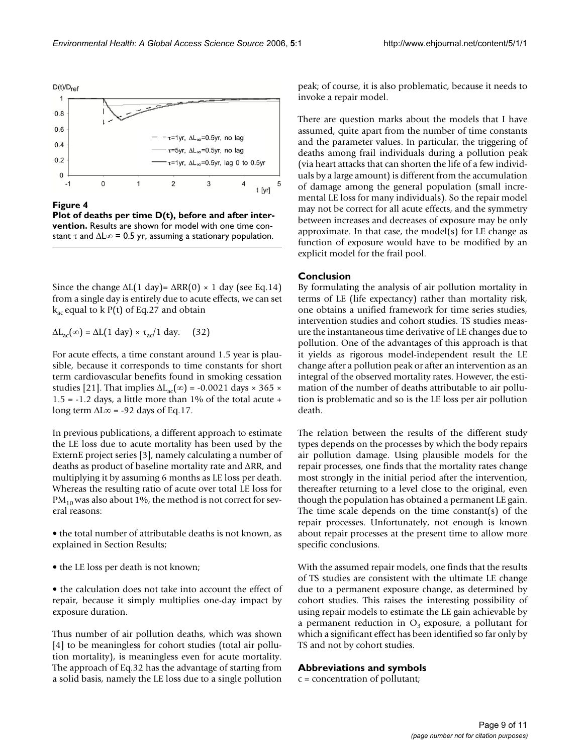**Figure 4**
**Plot of deaths per time D(t), before and after intervention.** Results are shown for model with one time constant $\tau$ and $\Delta L_\infty$ = 0.5 yr, assuming a stationary population.

Since the change $\Delta L$(1 day)= $\Delta RR(0)$ × 1 day (see Eq.14) from a single day is entirely due to acute effects, we can set $k_{ac}$ equal to k P(t) of Eq.27 and obtain

$$\Delta L_{ac}(\infty) = \Delta L(1 \text{ day}) \times \tau_{ac}/1 \text{ day}. \quad (32)$$

For acute effects, a time constant around 1.5 year is plausible, because it corresponds to time constants for short term cardiovascular benefits found in smoking cessation studies [21]. That implies $\Delta L_{ac}(\infty)$ = -0.0021 days × 365 × 1.5 = -1.2 days, a little more than 1% of the total acute + long term $\Delta L\infty$ = -92 days of Eq.17.

In previous publications, a different approach to estimate the LE loss due to acute mortality has been used by the ExternE project series [3], namely calculating a number of deaths as product of baseline mortality rate and $\Delta RR$, and multiplying it by assuming 6 months as LE loss per death. Whereas the resulting ratio of acute over total LE loss for $PM_{10}$ was also about 1%, the method is not correct for several reasons:

- the total number of attributable deaths is not known, as explained in Section Results;
- the LE loss per death is not known;
- the calculation does not take into account the effect of repair, because it simply multiplies one-day impact by exposure duration.

Thus number of air pollution deaths, which was shown [4] to be meaningless for cohort studies (total air pollution mortality), is meaningless even for acute mortality. The approach of Eq.32 has the advantage of starting from a solid basis, namely the LE loss due to a single pollution peak; of course, it is also problematic, because it needs to invoke a repair model.

There are question marks about the models that I have assumed, quite apart from the number of time constants and the parameter values. In particular, the triggering of deaths among frail individuals during a pollution peak (via heart attacks that can shorten the life of a few individuals by a large amount) is different from the accumulation of damage among the general population (small incremental LE loss for many individuals). So the repair model may not be correct for all acute effects, and the symmetry between increases and decreases of exposure may be only approximate. In that case, the model(s) for LE change as function of exposure would have to be modified by an explicit model for the frail pool.

## Conclusion

By formulating the analysis of air pollution mortality in terms of LE (life expectancy) rather than mortality risk, one obtains a unified framework for time series studies, intervention studies and cohort studies. TS studies measure the instantaneous time derivative of LE changes due to pollution. One of the advantages of this approach is that it yields as rigorous model-independent result the LE change after a pollution peak or after an intervention as an integral of the observed mortality rates. However, the estimation of the number of deaths attributable to air pollution is problematic and so is the LE loss per air pollution death.

The relation between the results of the different study types depends on the processes by which the body repairs air pollution damage. Using plausible models for the repair processes, one finds that the mortality rates change most strongly in the initial period after the intervention, thereafter returning to a level close to the original, even though the population has obtained a permanent LE gain. The time scale depends on the time constant(s) of the repair processes. Unfortunately, not enough is known about repair processes at the present time to allow more specific conclusions.

With the assumed repair models, one finds that the results of TS studies are consistent with the ultimate LE change due to a permanent exposure change, as determined by cohort studies. This raises the interesting possibility of using repair models to estimate the LE gain achievable by a permanent reduction in $O_3$ exposure, a pollutant for which a significant effect has been identified so far only by TS and not by cohort studies.

## Abbreviations and symbols

c = concentration of pollutant;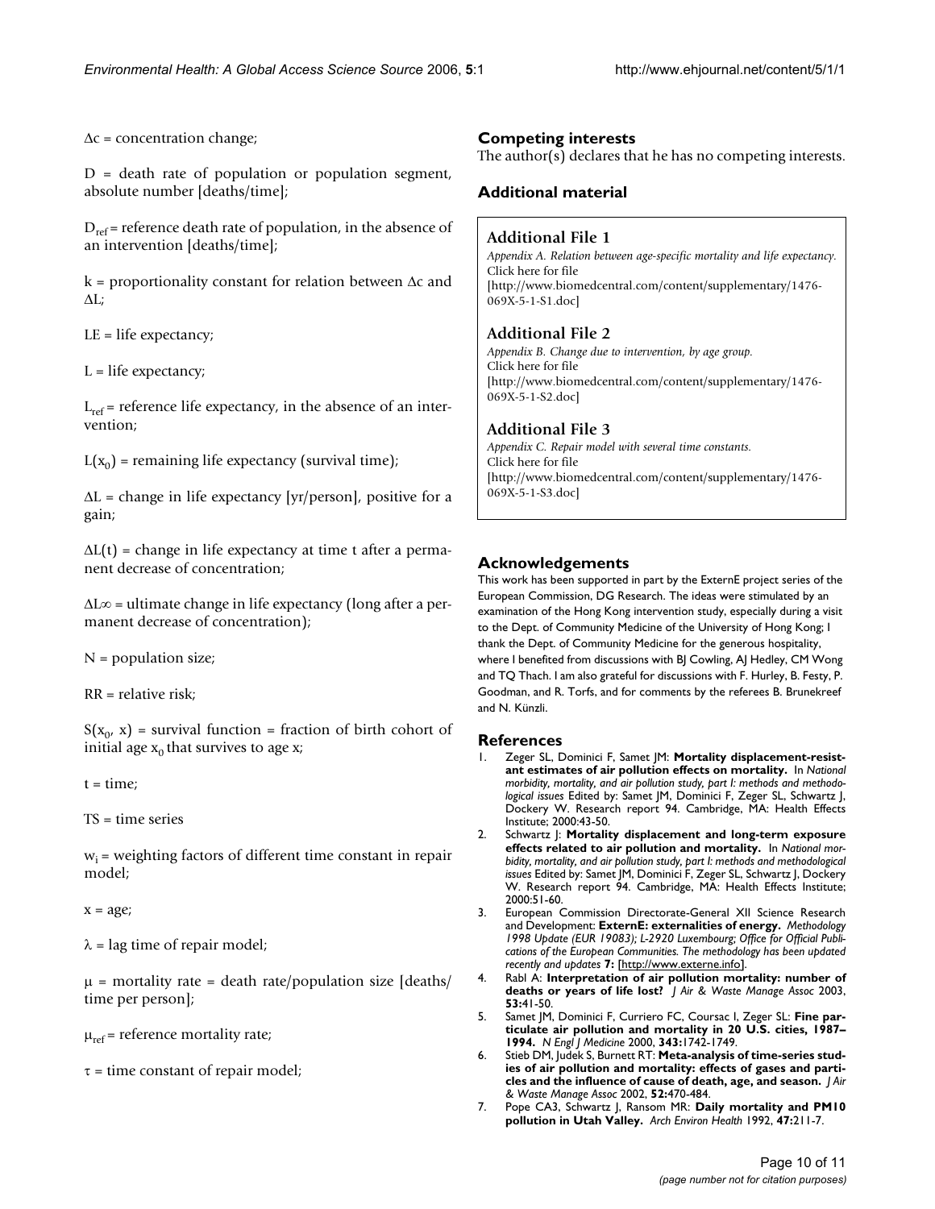$\Delta c$ = concentration change;

D = death rate of population or population segment, absolute number [deaths/time];

$D_{ref}$ = reference death rate of population, in the absence of an intervention [deaths/time];

k = proportionality constant for relation between $\Delta c$ and $\Delta L$;

LE = life expectancy;

L = life expectancy;

$L_{ref}$ = reference life expectancy, in the absence of an intervention;

$L(x_0)$ = remaining life expectancy (survival time);

$\Delta L$ = change in life expectancy [yr/person], positive for a gain;

$\Delta L(t)$ = change in life expectancy at time t after a permanent decrease of concentration;

$\Delta L\infty$ = ultimate change in life expectancy (long after a permanent decrease of concentration);

N = population size;

RR = relative risk;

$S(x_0, x)$ = survival function = fraction of birth cohort of initial age $x_0$ that survives to age x;

t = time;

TS = time series

$w_i$ = weighting factors of different time constant in repair model;

x = age;

$\lambda$ = lag time of repair model;

$\mu$ = mortality rate = death rate/population size [deaths/time per person];

$\mu_{ref}$ = reference mortality rate;

$\tau$ = time constant of repair model;

## Competing interests

The author(s) declares that he has no competing interests.

## Additional material

### Additional File 1

*Appendix A. Relation between age-specific mortality and life expectancy.*
Click here for file
[http://www.biomedcentral.com/content/supplementary/1476-069X-5-1-S1.doc]

### Additional File 2

*Appendix B. Change due to intervention, by age group.*
Click here for file
[http://www.biomedcentral.com/content/supplementary/1476-069X-5-1-S2.doc]

### Additional File 3

*Appendix C. Repair model with several time constants.*
Click here for file
[http://www.biomedcentral.com/content/supplementary/1476-069X-5-1-S3.doc]

## Acknowledgements

This work has been supported in part by the ExternE project series of the European Commission, DG Research. The ideas were stimulated by an examination of the Hong Kong intervention study, especially during a visit to the Dept. of Community Medicine of the University of Hong Kong; I thank the Dept. of Community Medicine for the generous hospitality, where I benefited from discussions with BJ Cowling, AJ Hedley, CM Wong and TQ Thach. I am also grateful for discussions with F. Hurley, B. Festy, P. Goodman, and R. Torfs, and for comments by the referees B. Brunekreef and N. Künzli.

## References

1. Zeger SL, Dominici F, Samet JM: **Mortality displacement-resistant estimates of air pollution effects on mortality.** In *National morbidity, mortality, and air pollution study, part I: methods and methodological issues* Edited by: Samet JM, Dominici F, Zeger SL, Schwartz J, Dockery W. Research report 94. Cambridge, MA: Health Effects Institute; 2000:43-50.
2. Schwartz J: **Mortality displacement and long-term exposure effects related to air pollution and mortality.** In *National morbidity, mortality, and air pollution study, part I: methods and methodological issues* Edited by: Samet JM, Dominici F, Zeger SL, Schwartz J, Dockery W. Research report 94. Cambridge, MA: Health Effects Institute; 2000:51-60.
3. European Commission Directorate-General XII Science Research and Development: **ExternE: externalities of energy.** *Methodology 1998 Update (EUR 19083); L-2920 Luxembourg; Office for Official Publications of the European Communities. The methodology has been updated recently and updates* **7:** [http://www.externe.info].
4. Rabl A: **Interpretation of air pollution mortality: number of deaths or years of life lost?** *J Air & Waste Manage Assoc* 2003, **53:**41-50.
5. Samet JM, Dominici F, Curriero FC, Coursac I, Zeger SL: **Fine particulate air pollution and mortality in 20 U.S. cities, 1987–1994.** *N Engl J Medicine* 2000, **343:**1742-1749.
6. Stieb DM, Judek S, Burnett RT: **Meta-analysis of time-series studies of air pollution and mortality: effects of gases and particles and the influence of cause of death, age, and season.** *J Air & Waste Manage Assoc* 2002, **52:**470-484.
7. Pope CA3, Schwartz J, Ransom MR: **Daily mortality and PM10 pollution in Utah Valley.** *Arch Environ Health* 1992, **47:**211-7.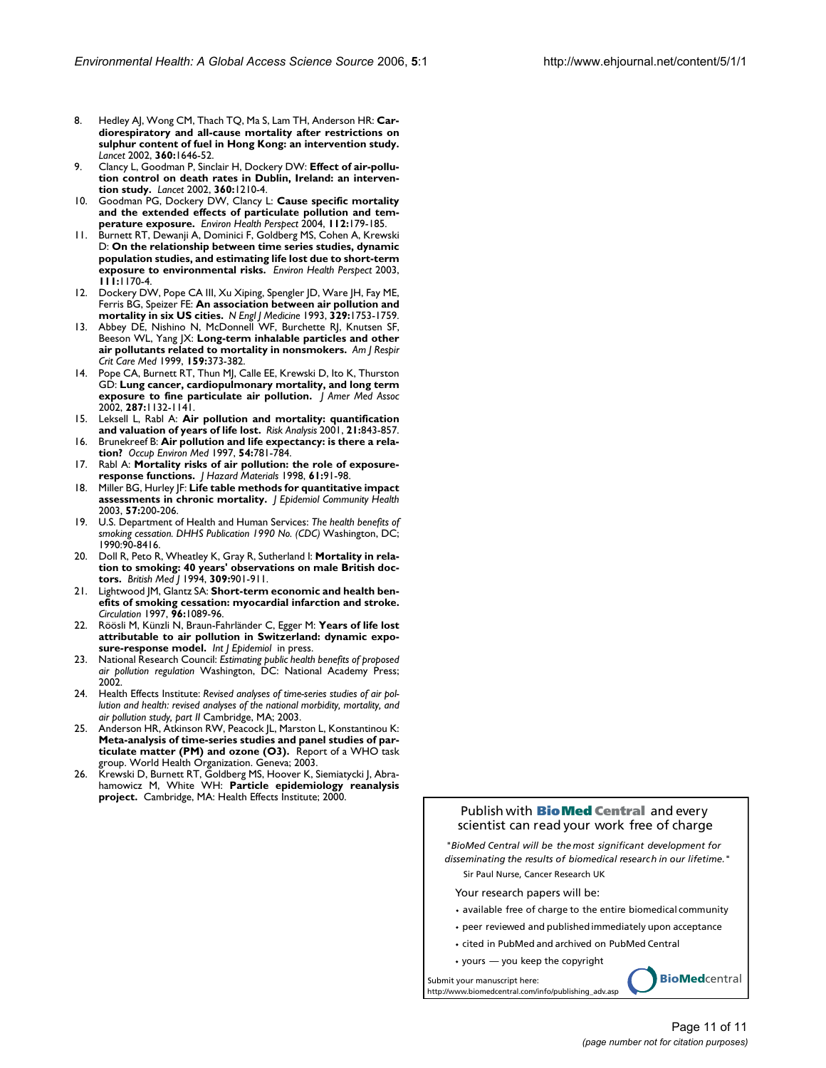8. Hedley AJ, Wong CM, Thach TQ, Ma S, Lam TH, Anderson HR: **Cardiorespiratory and all-cause mortality after restrictions on sulphur content of fuel in Hong Kong: an intervention study.** *Lancet* 2002, **360:**1646-52.
9. Clancy L, Goodman P, Sinclair H, Dockery DW: **Effect of air-pollution control on death rates in Dublin, Ireland: an intervention study.** *Lancet* 2002, **360:**1210-4.
10. Goodman PG, Dockery DW, Clancy L: **Cause specific mortality and the extended effects of particulate pollution and temperature exposure.** *Environ Health Perspect* 2004, **112:**179-185.
11. Burnett RT, Dewanji A, Dominici F, Goldberg MS, Cohen A, Krewski D: **On the relationship between time series studies, dynamic population studies, and estimating life lost due to short-term exposure to environmental risks.** *Environ Health Perspect* 2003, **111:**1170-4.
12. Dockery DW, Pope CA III, Xu Xiping, Spengler JD, Ware JH, Fay ME, Ferris BG, Speizer FE: **An association between air pollution and mortality in six US cities.** *N Engl J Medicine* 1993, **329:**1753-1759.
13. Abbey DE, Nishino N, McDonnell WF, Burchette RJ, Knutsen SF, Beeson WL, Yang JX: **Long-term inhalable particles and other air pollutants related to mortality in nonsmokers.** *Am J Respir Crit Care Med* 1999, **159:**373-382.
14. Pope CA, Burnett RT, Thun MJ, Calle EE, Krewski D, Ito K, Thurston GD: **Lung cancer, cardiopulmonary mortality, and long term exposure to fine particulate air pollution.** *J Amer Med Assoc* 2002, **287:**1132-1141.
15. Leksell L, Rabl A: **Air pollution and mortality: quantification and valuation of years of life lost.** *Risk Analysis* 2001, **21:**843-857.
16. Brunekreef B: **Air pollution and life expectancy: is there a relation?** *Occup Environ Med* 1997, **54:**781-784.
17. Rabl A: **Mortality risks of air pollution: the role of exposure-response functions.** *J Hazard Materials* 1998, **61:**91-98.
18. Miller BG, Hurley JF: **Life table methods for quantitative impact assessments in chronic mortality.** *J Epidemiol Community Health* 2003, **57:**200-206.
19. U.S. Department of Health and Human Services: *The health benefits of smoking cessation. DHHS Publication 1990 No. (CDC)* Washington, DC; 1990:90-8416.
20. Doll R, Peto R, Wheatley K, Gray R, Sutherland I: **Mortality in relation to smoking: 40 years' observations on male British doctors.** *British Med J* 1994, **309:**901-911.
21. Lightwood JM, Glantz SA: **Short-term economic and health benefits of smoking cessation: myocardial infarction and stroke.** *Circulation* 1997, **96:**1089-96.
22. Röösli M, Künzli N, Braun-Fahrländer C, Egger M: **Years of life lost attributable to air pollution in Switzerland: dynamic exposure-response model.** *Int J Epidemiol* in press.
23. National Research Council: *Estimating public health benefits of proposed air pollution regulation* Washington, DC: National Academy Press; 2002.
24. Health Effects Institute: *Revised analyses of time-series studies of air pollution and health: revised analyses of the national morbidity, mortality, and air pollution study, part II* Cambridge, MA; 2003.
25. Anderson HR, Atkinson RW, Peacock JL, Marston L, Konstantinou K: **Meta-analysis of time-series studies and panel studies of particulate matter (PM) and ozone (O3).** Report of a WHO task group. World Health Organization. Geneva; 2003.
26. Krewski D, Burnett RT, Goldberg MS, Hoover K, Siemiatycki J, Abrahamowicz M, White WH: **Particle epidemiology reanalysis project.** Cambridge, MA: Health Effects Institute; 2000.

Publish with **BioMed Central** and every scientist can read your work free of charge

*"BioMed Central will be the most significant development for disseminating the results of biomedical research in our lifetime."*
Sir Paul Nurse, Cancer Research UK

Your research papers will be:

- available free of charge to the entire biomedical community
- peer reviewed and published immediately upon acceptance
- cited in PubMed and archived on PubMed Central
- yours — you keep the copyright

Submit your manuscript here:
http://www.biomedcentral.com/info/publishing_adv.asp

**BioMed**central